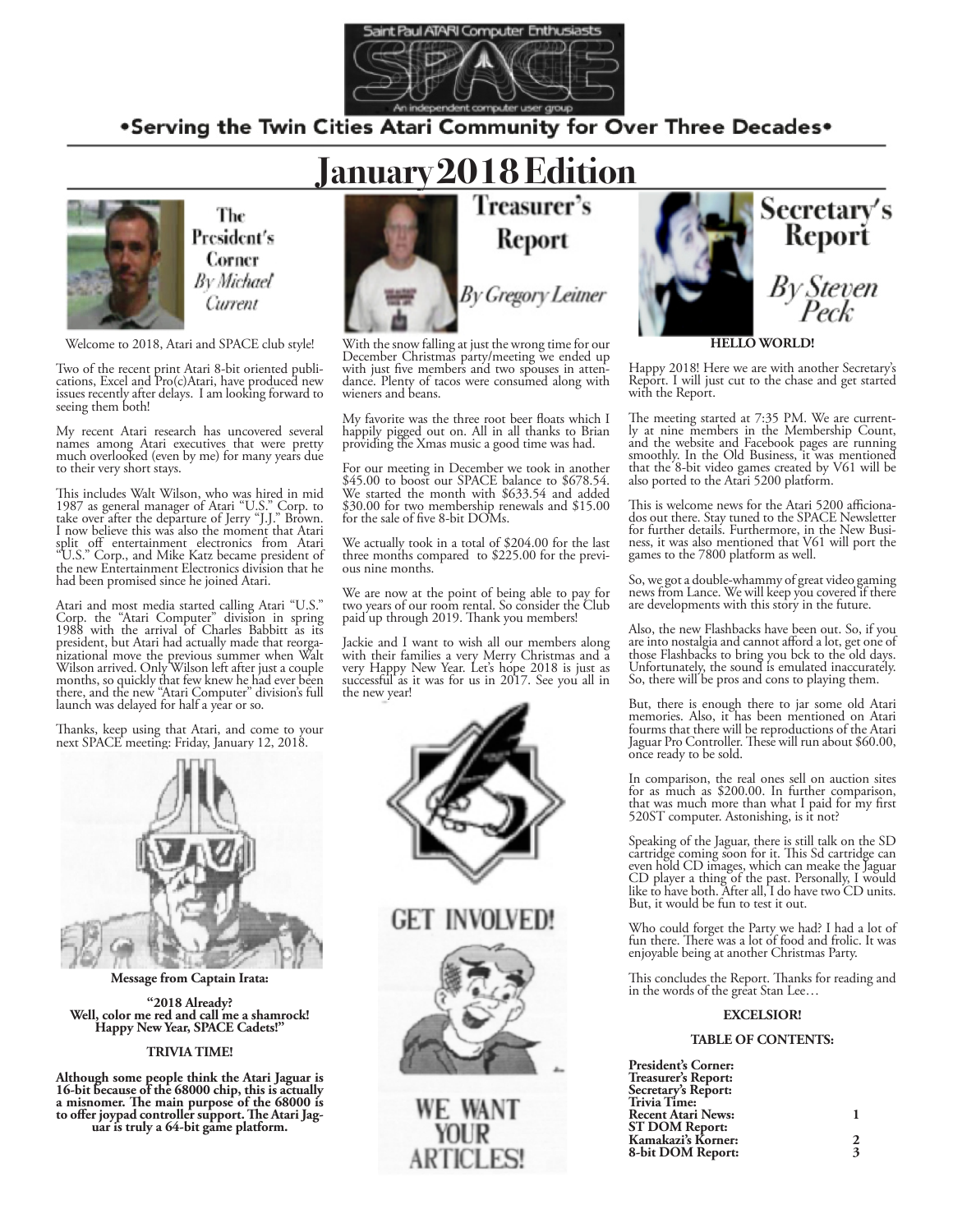Saint Paul ATARI Computer Enthusiasts

# SPACE

An independent computer user group

•Serving the Twin Cities Atari Community for Over Three Decades•

# January 2018 Edition

## The President's Corner

*By Michael Current*

Welcome to 2018, Atari and SPACE club style!

Two of the recent print Atari 8-bit oriented publications, Excel and Pro(c)Atari, have produced new issues recently after delays. I am looking forward to seeing them both!

My recent Atari research has uncovered several names among Atari executives that were pretty much overlooked (even by me) for many years due to their very short stays.

This includes Walt Wilson, who was hired in mid 1987 as general manager of Atari "U.S." Corp. to take over after the departure of Jerry "J.J." Brown. I now believe this was also the moment that Atari split off entertainment electronics from Atari "U.S." Corp., and Mike Katz became president of the new Entertainment Electronics division that he had been promised since he joined Atari.

Atari and most media started calling Atari "U.S." Corp. the "Atari Computer" division in spring 1988 with the arrival of Charles Babbitt as its president, but Atari had actually made that reorganizational move the previous summer when Walt Wilson arrived. Only Wilson left after just a couple months, so quickly that few knew he had ever been there, and the new "Atari Computer" division's full launch was delayed for half a year or so.

Thanks, keep using that Atari, and come to your next SPACE meeting: Friday, January 12, 2018.

**Message from Captain Irata:**

**"2018 Already? Well, color me red and call me a shamrock! Happy New Year, SPACE Cadets!"**

**TRIVIA TIME!**

**Although some people think the Atari Jaguar is 16-bit because of the 68000 chip, this is actually a misnomer. The main purpose of the 68000 is to offer joypad controller support. The Atari Jaguar is truly a 64-bit game platform.**

## Treasurer's Report

*By Gregory Leitner*

With the snow falling at just the wrong time for our December Christmas party/meeting we ended up with just five members and two spouses in attendance. Plenty of tacos were consumed along with wieners and beans.

My favorite was the three root beer floats which I happily pigged out on. All in all thanks to Brian providing the Xmas music a good time was had.

For our meeting in December we took in another $45.00 to boost our SPACE balance to $678.54. We started the month with $633.54 and added $30.00 for two membership renewals and $15.00 for the sale of five 8-bit DOMs.

We actually took in a total of $204.00 for the last three months compared to $225.00 for the previous nine months.

We are now at the point of being able to pay for two years of our room rental. So consider the Club paid up through 2019. Thank you members!

Jackie and I want to wish all our members along with their families a very Merry Christmas and a very Happy New Year. Let's hope 2018 is just as successful as it was for us in 2017. See you all in the new year!

GET INVOLVED!

WE WANT YOUR ARTICLES!

## Secretary's Report

*By Steven Peck*

**HELLO WORLD!**

Happy 2018! Here we are with another Secretary's Report. I will just cut to the chase and get started with the Report.

The meeting started at 7:35 PM. We are currently at nine members in the Membership Count, and the website and Facebook pages are running smoothly. In the Old Business, it was mentioned that the 8-bit video games created by V61 will be also ported to the Atari 5200 platform.

This is welcome news for the Atari 5200 afficionados out there. Stay tuned to the SPACE Newsletter for further details. Furthermore, in the New Business, it was also mentioned that V61 will port the games to the 7800 platform as well.

So, we got a double-whammy of great video gaming news from Lance. We will keep you covered if there are developments with this story in the future.

Also, the new Flashbacks have been out. So, if you are into nostalgia and cannot afford a lot, get one of those Flashbacks to bring you bck to the old days. Unfortunately, the sound is emulated inaccurately. So, there will be pros and cons to playing them.

But, there is enough there to jar some old Atari memories. Also, it has been mentioned on Atari fourms that there will be reproductions of the Atari Jaguar Pro Controller. These will run about $60.00, once ready to be sold.

In comparison, the real ones sell on auction sites for as much as $200.00. In further comparison, that was much more than what I paid for my first 520ST computer. Astonishing, is it not?

Speaking of the Jaguar, there is still talk on the SD cartridge coming soon for it. This Sd cartridge can even hold CD images, which can meake the Jaguar CD player a thing of the past. Personally, I would like to have both. After all, I do have two CD units. But, it would be fun to test it out.

Who could forget the Party we had? I had a lot of fun there. There was a lot of food and frolic. It was enjoyable being at another Christmas Party.

This concludes the Report. Thanks for reading and in the words of the great Stan Lee…

**EXCELSIOR!**

**TABLE OF CONTENTS:**

| | |
|---|---|
| **President's Corner:** | |
| **Treasurer's Report:** | |
| **Secretary's Report:** | |
| **Trivia Time:** | |
| **Recent Atari News:** | **1** |
| **ST DOM Report:** | |
| **Kamakazi's Korner:** | **2** |
| **8-bit DOM Report:** | **3** |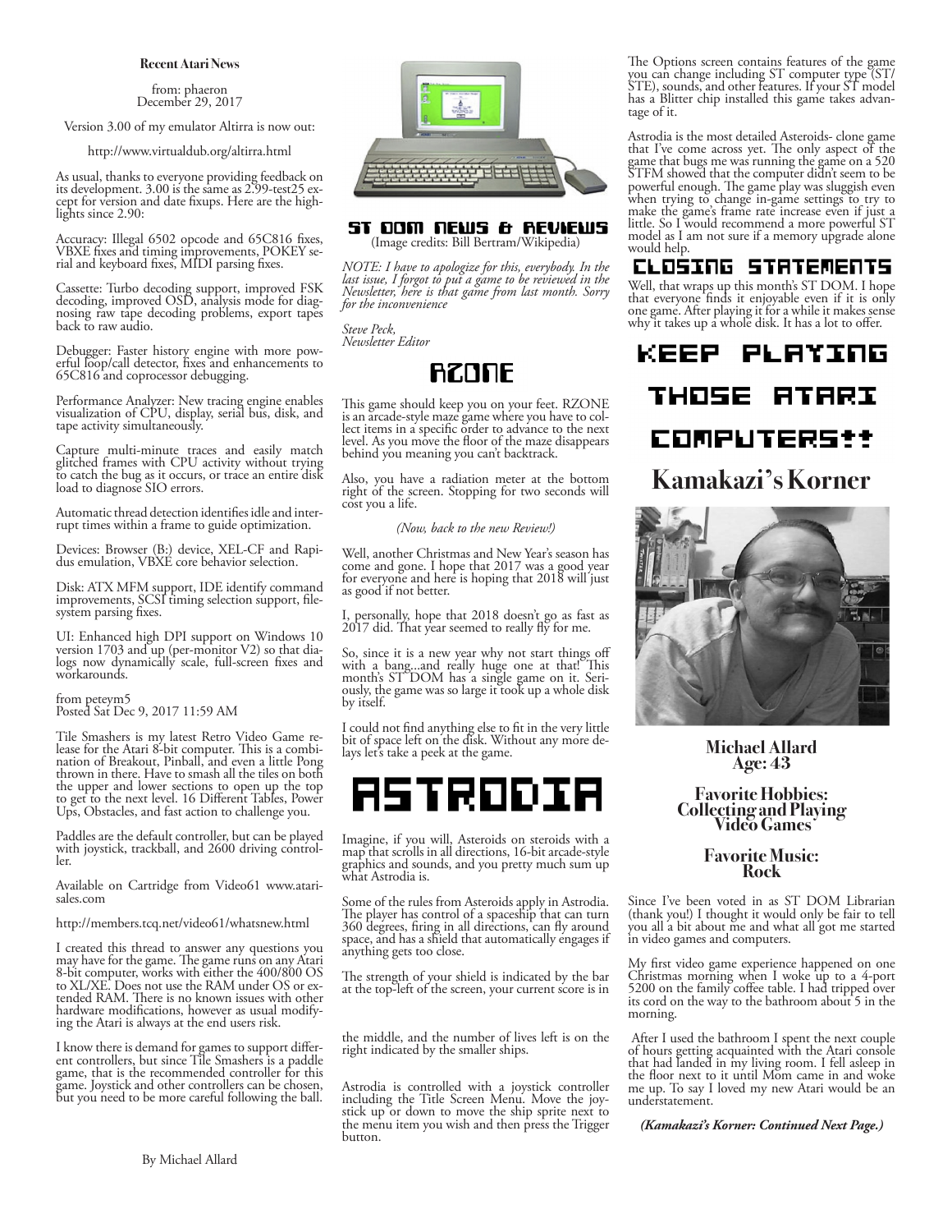### Recent Atari News

from: phaeron
December 29, 2017

Version 3.00 of my emulator Altirra is now out:

http://www.virtualdub.org/altirra.html

As usual, thanks to everyone providing feedback on its development. 3.00 is the same as 2.99-test25 except for version and date fixups. Here are the highlights since 2.90:

Accuracy: Illegal 6502 opcode and 65C816 fixes, VBXE fixes and timing improvements, POKEY serial and keyboard fixes, MIDI parsing fixes.

Cassette: Turbo decoding support, improved FSK decoding, improved OSD, analysis mode for diagnosing raw tape decoding problems, export tapes back to raw audio.

Debugger: Faster history engine with more powerful loop/call detector, fixes and enhancements to 65C816 and coprocessor debugging.

Performance Analyzer: New tracing engine enables visualization of CPU, display, serial bus, disk, and tape activity simultaneously.

Capture multi-minute traces and easily match glitched frames with CPU activity without trying to catch the bug as it occurs, or trace an entire disk load to diagnose SIO errors.

Automatic thread detection identifies idle and interrupt times within a frame to guide optimization.

Devices: Browser (B:) device, XEL-CF and Rapidus emulation, VBXE core behavior selection.

Disk: ATX MFM support, IDE identify command improvements, SCSI timing selection support, filesystem parsing fixes.

UI: Enhanced high DPI support on Windows 10 version 1703 and up (per-monitor V2) so that dialogs now dynamically scale, full-screen fixes and workarounds.

from peteym5
Posted Sat Dec 9, 2017 11:59 AM

Tile Smashers is my latest Retro Video Game release for the Atari 8-bit computer. This is a combination of Breakout, Pinball, and even a little Pong thrown in there. Have to smash all the tiles on both the upper and lower sections to open up the top to get to the next level. 16 Different Tables, Power Ups, Obstacles, and fast action to challenge you.

Paddles are the default controller, but can be played with joystick, trackball, and 2600 driving controller.

Available on Cartridge from Video61 www.atarisales.com

http://members.tcq.net/video61/whatsnew.html

I created this thread to answer any questions you may have for the game. The game runs on any Atari 8-bit computer, works with either the 400/800 OS to XL/XE. Does not use the RAM under OS or extended RAM. There is no known issues with other hardware modifications, however as usual modifying the Atari is always at the end users risk.

I know there is demand for games to support different controllers, but since Tile Smashers is a paddle game, that is the recommended controller for this game. Joystick and other controllers can be chosen, but you need to be more careful following the ball.

By Michael Allard

## ST DOM News & Reviews

(Image credits: Bill Bertram/Wikipedia)

*NOTE: I have to apologize for this, everybody. In the last issue, I forgot to put a game to be reviewed in the Newsletter, here is that game from last month. Sorry for the inconvenience*

*Steve Peck,*
*Newsletter Editor*

## RZONE

This game should keep you on your feet. RZONE is an arcade-style maze game where you have to collect items in a specific order to advance to the next level. As you move the floor of the maze disappears behind you meaning you can't backtrack.

Also, you have a radiation meter at the bottom right of the screen. Stopping for two seconds will cost you a life.

*(Now, back to the new Review!)*

Well, another Christmas and New Year's season has come and gone. I hope that 2017 was a good year for everyone and here is hoping that 2018 will just as good if not better.

I, personally, hope that 2018 doesn't go as fast as 2017 did. That year seemed to really fly for me.

So, since it is a new year why not start things off with a bang...and really huge one at that! This month's ST DOM has a single game on it. Seriously, the game was so large it took up a whole disk by itself.

I could not find anything else to fit in the very little bit of space left on the disk. Without any more delays let's take a peek at the game.

## ASTRODIA

Imagine, if you will, Asteroids on steroids with a map that scrolls in all directions, 16-bit arcade-style graphics and sounds, and you pretty much sum up what Astrodia is.

Some of the rules from Asteroids apply in Astrodia. The player has control of a spaceship that can turn 360 degrees, firing in all directions, can fly around space, and has a shield that automatically engages if anything gets too close.

The strength of your shield is indicated by the bar at the top-left of the screen, your current score is in the middle, and the number of lives left is on the right indicated by the smaller ships.

Astrodia is controlled with a joystick controller including the Title Screen Menu. Move the joystick up or down to move the ship sprite next to the menu item you wish and then press the Trigger button.

The Options screen contains features of the game you can change including ST computer type (ST/STE), sounds, and other features. If your ST model has a Blitter chip installed this game takes advantage of it.

Astrodia is the most detailed Asteroids- clone game that I've come across yet. The only aspect of the game that bugs me was running the game on a 520 STFM showed that the computer didn't seem to be powerful enough. The game play was sluggish even when trying to change in-game settings to try to make the game's frame rate increase even if just a little. So I would recommend a more powerful ST model as I am not sure if a memory upgrade alone would help.

## Closing Statements

Well, that wraps up this month's ST DOM. I hope that everyone finds it enjoyable even if it is only one game. After playing it for a while it makes sense why it takes up a whole disk. It has a lot to offer.

**KEEP PLAYING THOSE ATARI COMPUTERS!!**

## Kamakazi's Korner

**Michael Allard**
**Age: 43**

**Favorite Hobbies: Collecting and Playing Video Games**

**Favorite Music: Rock**

Since I've been voted in as ST DOM Librarian (thank you!) I thought it would only be fair to tell you all a bit about me and what all got me started in video games and computers.

My first video game experience happened on one Christmas morning when I woke up to a 4-port 5200 on the family coffee table. I had tripped over its cord on the way to the bathroom about 5 in the morning.

After I used the bathroom I spent the next couple of hours getting acquainted with the Atari console that had landed in my living room. I fell asleep in the floor next to it until Mom came in and woke me up. To say I loved my new Atari would be an understatement.

***(Kamakazi's Korner: Continued Next Page.)***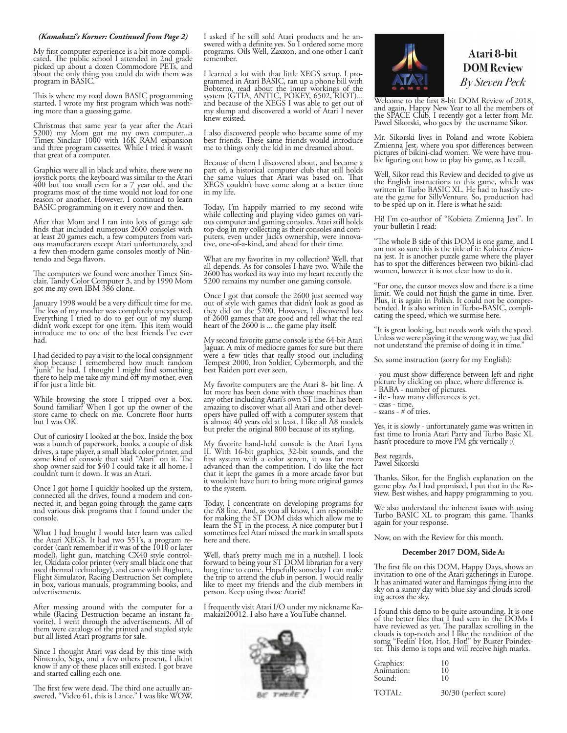*(Kamakazi's Korner: Continued from Page 2)*

My first computer experience is a bit more complicated. The public school I attended in 2nd grade picked up about a dozen Commodore PETs, and about the only thing you could do with them was program in BASIC.

This is where my road down BASIC programming started. I wrote my first program which was nothing more than a guessing game.

Christmas that same year (a year after the Atari 5200) my Mom got me my own computer...a Timex Sinclair 1000 with 16K RAM expansion and three program cassettes. While I tried it wasn't that great of a computer.

Graphics were all in black and white, there were no joystick ports, the keyboard was similar to the Atari 400 but too small even for a 7 year old, and the programs most of the time would not load for one reason or another. However, I continued to learn BASIC programming on it every now and then.

After that Mom and I ran into lots of garage sale finds that included numerous 2600 consoles with at least 20 games each, a few computers from various manufacturers except Atari unfortunately, and a few then-modern game consoles mostly of Nintendo and Sega flavors.

The computers we found were another Timex Sinclair, Tandy Color Computer 3, and by 1990 Mom got me my own IBM 386 clone.

January 1998 would be a very difficult time for me. The loss of my mother was completely unexpected. Everything I tried to do to get out of my slump didn't work except for one item. This item would introduce me to one of the best friends I've ever had.

I had decided to pay a visit to the local consignment shop because I remembered how much random "junk" he had. I thought I might find something there to help me take my mind off my mother, even if for just a little bit.

While browsing the store I tripped over a box. Sound familiar? When I got up the owner of the store came to check on me. Concrete floor hurts but I was OK.

Out of curiosity I looked at the box. Inside the box was a bunch of paperwork, books, a couple of disk drives, a tape player, a small black color printer, and some kind of console that said "Atari" on it. The shop owner said for $40 I could take it all home. I couldn't turn it down. It was an Atari.

Once I got home I quickly hooked up the system, connected all the drives, found a modem and connected it, and began going through the game carts and various disk programs that I found under the console.

What I had bought I would later learn was called the Atari XEGS. It had two 551's, a program recorder (can't remember if it was of the 1010 or later model), light gun, matching CX40 style controller, Okidata color printer (very small black one that used thermal technology), and came with Bughunt, Flight Simulator, Racing Destruction Set complete in box, various manuals, programming books, and advertisements.

After messing around with the computer for a while (Racing Destruction became an instant favorite), I went through the advertisements. All of them were catalogs of the printed and stapled style but all listed Atari programs for sale.

Since I thought Atari was dead by this time with Nintendo, Sega, and a few others present, I didn't know if any of these places still existed. I got brave and started calling each one.

The first few were dead. The third one actually answered, "Video 61, this is Lance." I was like WOW.

I asked if he still sold Atari products and he answered with a definite yes. So I ordered some more programs. Oils Well, Zaxxon, and one other I can't remember.

I learned a lot with that little XEGS setup. I programmed in Atari BASIC, ran up a phone bill with Bobterm, read about the inner workings of the system (GTIA, ANTIC, POKEY, 6502, RIOT)... and because of the XEGS I was able to get out of my slump and discovered a world of Atari I never knew existed.

I also discovered people who became some of my best friends. These same friends would introduce me to things only the kid in me dreamed about.

Because of them I discovered about, and became a part of, a historical computer club that still holds the same values that Atari was based on. That XEGS couldn't have come along at a better time in my life.

Today, I'm happily married to my second wife while collecting and playing video games on various computer and gaming consoles. Atari still holds top-dog in my collecting as their consoles and computers, even under Jack's ownership, were innovative, one-of-a-kind, and ahead for their time.

What are my favorites in my collection? Well, that all depends. As for consoles I have two. While the 2600 has worked its way into my heart recently the 5200 remains my number one gaming console.

Once I got that console the 2600 just seemed way out of style with games that didn't look as good as they did on the 5200. However, I discovered lots of 2600 games that are good and tell what the real heart of the 2600 is ... the game play itself.

My second favorite game console is the 64-bit Atari Jaguar. A mix of mediocre games for sure but there were a few titles that really stood out including Tempest 2000, Iron Soldier, Cybermorph, and the best Raiden port ever seen.

My favorite computers are the Atari 8- bit line. A lot more has been done with those machines than any other including Atari's own ST line. It has been amazing to discover what all Atari and other developers have pulled off with a computer system that is almost 40 years old at least. I like all A8 models but prefer the original 800 because of its styling.

My favorite hand-held console is the Atari Lynx II. With 16-bit graphics, 32-bit sounds, and the first system with a color screen, it was far more advanced than the competition. I do like the fact that it kept the games in a more arcade favor but it wouldn't have hurt to bring more original games to the system.

Today, I concentrate on developing programs for the A8 line. And, as you all know, I am responsible for making the ST DOM disks which allow me to learn the ST in the process. A nice computer but I sometimes feel Atari missed the mark in small spots here and there.

Well, that's pretty much me in a nutshell. I look forward to being your ST DOM librarian for a very long time to come. Hopefully someday I can make the trip to attend the club in person. I would really like to meet my friends and the club members in person. Keep using those Ataris!!

I frequently visit Atari I/O under my nickname Kamakazi20012. I also have a YouTube channel.

BE THERE!

# Atari 8-bit DOM Review

*By Steven Peck*

Welcome to the first 8-bit DOM Review of 2018, and again, Happy New Year to all the members of the SPACE Club. I recently got a letter from Mr. Pawel Sikorski, who goes by the username Sikor.

Mr. Sikorski lives in Poland and wrote Kobieta Zmienną Jest, where you spot differences between pictures of bikini-clad women. We were have trouble figuring out how to play his game, as I recall.

Well, Sikor read this Review and decided to give us the English instructions to this game, which was written in Turbo BASIC XL. He had to hastily create the game for SillyVenture. So, production had to be sped up on it. Here is what he said:

Hi! I'm co-author of "Kobieta Zmienną Jest". In your bulletin I read:

"The whole B side of this DOM is one game, and I am not so sure this is the title of it: Kobieta Zmienna jest. It is another puzzle game where the player has to spot the differences between two bikini-clad women, however it is not clear how to do it.

"For one, the cursor moves slow and there is a time limit. We could not finish the game in time. Ever. Plus, it is again in Polish. It could not be comprehended. It is also written in Turbo-BASIC, complicating the speed, which we surmise here.

"It is great looking, but needs work with the speed. Unless we were playing it the wrong way, we just did not understand the premise of doing it in time."

So, some instruction (sorry for my English):

- you must show difference between left and right picture by clicking on place, where difference is.
- BABA - number of pictures.
- ile - haw many differences is yet.
- czas - time.
- szans - # of tries.

Yes, it is slowly - unfortunately game was written in fast time to Ironia Atari Party and Turbo Basic XL hasn't procedure to move PM gfx vertically ;(

Best regards,
Pawel Sikorski

Thanks, Sikor, for the English explanation on the game play. As I had promised, I put that in the Review. Best wishes, and happy programming to you.

We also understand the inherent issues with using Turbo BASIC XL to program this game. Thanks again for your response.

Now, on with the Review for this month.

**December 2017 DOM, Side A:**

The first file on this DOM, Happy Days, shows an invitation to one of the Atari gatherings in Europe. It has animated water and flamingos flying into the sky on a sunny day with blue sky and clouds scrolling across the sky.

I found this demo to be quite astounding. It is one of the better files that I had seen in the DOMs I have reviewed as yet. The parallax scrolling in the clouds is top-notch and I like the rendition of the somg "Feelin' Hot, Hot, Hot!" by Buster Poindexter. This demo is tops and will receive high marks.

| | |
|---|---|
| Graphics: | 10 |
| Animation: | 10 |
| Sound: | 10 |
| TOTAL: | 30/30 (perfect score) |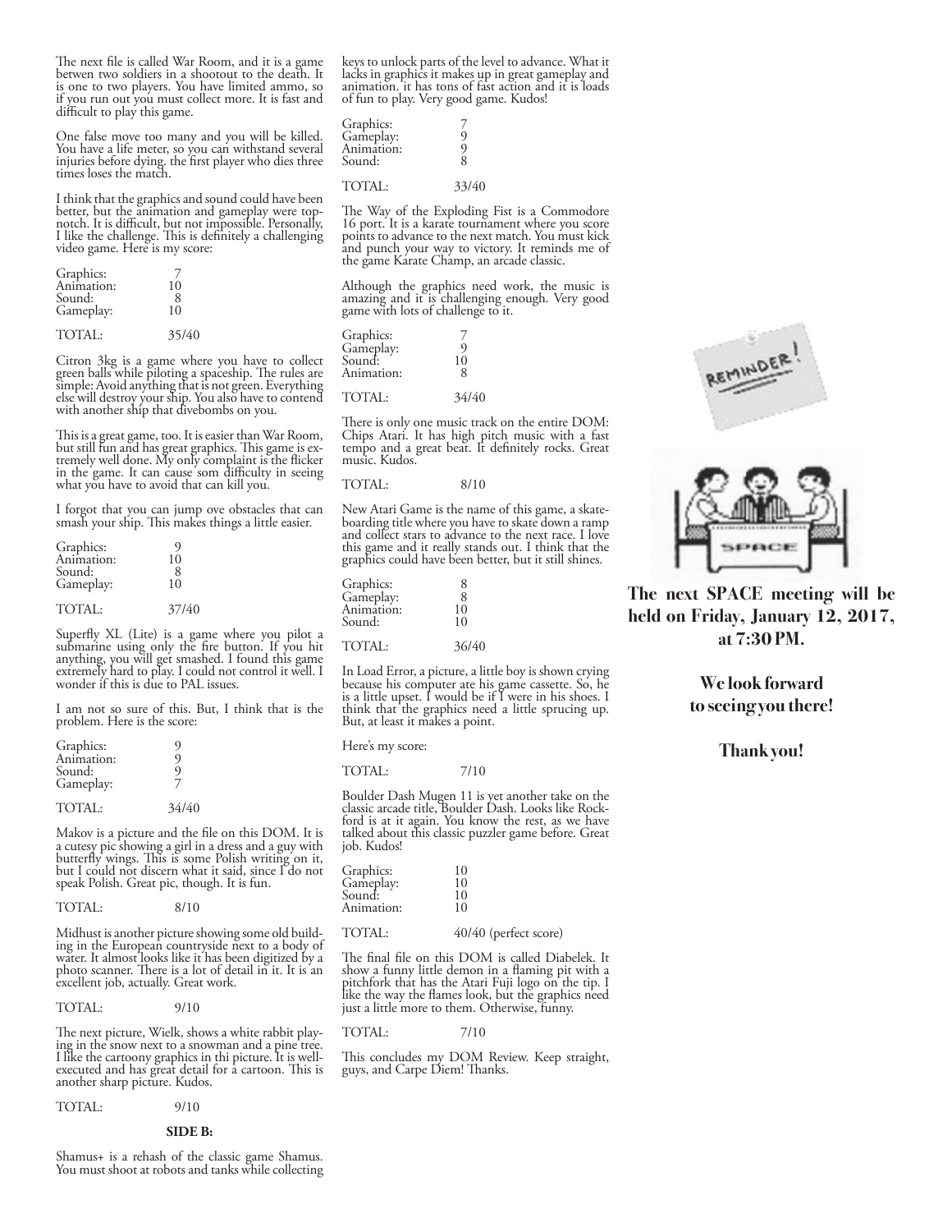The next file is called War Room, and it is a game betwen two soldiers in a shootout to the death. It is one to two players. You have limited ammo, so if you run out you must collect more. It is fast and difficult to play this game.

One false move too many and you will be killed. You have a life meter, so you can withstand several injuries before dying. the first player who dies three times loses the match.

I think that the graphics and sound could have been better, but the animation and gameplay were top-notch. It is difficult, but not impossible. Personally, I like the challenge. This is definitely a challenging video game. Here is my score:

| | |
|---|---|
| Graphics: | 7 |
| Animation: | 10 |
| Sound: | 8 |
| Gameplay: | 10 |
| TOTAL: | 35/40 |

Citron 3kg is a game where you have to collect green balls while piloting a spaceship. The rules are simple: Avoid anything that is not green. Everything else will destroy your ship. You also have to contend with another ship that divebombs on you.

This is a great game, too. It is easier than War Room, but still fun and has great graphics. This game is extremely well done. My only complaint is the flicker in the game. It can cause som difficulty in seeing what you have to avoid that can kill you.

I forgot that you can jump ove obstacles that can smash your ship. This makes things a little easier.

| | |
|---|---|
| Graphics: | 9 |
| Animation: | 10 |
| Sound: | 8 |
| Gameplay: | 10 |
| TOTAL: | 37/40 |

Superfly XL (Lite) is a game where you pilot a submarine using only the fire button. If you hit anything, you will get smashed. I found this game extremely hard to play. I could not control it well. I wonder if this is due to PAL issues.

I am not so sure of this. But, I think that is the problem. Here is the score:

| | |
|---|---|
| Graphics: | 9 |
| Animation: | 9 |
| Sound: | 9 |
| Gameplay: | 7 |
| TOTAL: | 34/40 |

Makov is a picture and the file on this DOM. It is a cutesy pic showing a girl in a dress and a guy with butterfly wings. This is some Polish writing on it, but I could not discern what it said, since I do not speak Polish. Great pic, though. It is fun.

TOTAL: 8/10

Midhust is another picture showing some old building in the European countryside next to a body of water. It almost looks like it has been digitized by a photo scanner. There is a lot of detail in it. It is an excellent job, actually. Great work.

TOTAL: 9/10

The next picture, Wielk, shows a white rabbit playing in the snow next to a snowman and a pine tree. I like the cartoony graphics in thi picture. It is well-executed and has great detail for a cartoon. This is another sharp picture. Kudos.

TOTAL: 9/10

**SIDE B:**

Shamus+ is a rehash of the classic game Shamus. You must shoot at robots and tanks while collecting keys to unlock parts of the level to advance. What it lacks in graphics it makes up in great gameplay and animation. it has tons of fast action and it is loads of fun to play. Very good game. Kudos!

| | |
|---|---|
| Graphics: | 7 |
| Gameplay: | 9 |
| Animation: | 9 |
| Sound: | 8 |
| TOTAL: | 33/40 |

The Way of the Exploding Fist is a Commodore 16 port. It is a karate tournament where you score points to advance to the next match. You must kick and punch your way to victory. It reminds me of the game Karate Champ, an arcade classic.

Although the graphics need work, the music is amazing and it is challenging enough. Very good game with lots of challenge to it.

| | |
|---|---|
| Graphics: | 7 |
| Gameplay: | 9 |
| Sound: | 10 |
| Animation: | 8 |
| TOTAL: | 34/40 |

There is only one music track on the entire DOM: Chips Atari. It has high pitch music with a fast tempo and a great beat. It definitely rocks. Great music. Kudos.

TOTAL: 8/10

New Atari Game is the name of this game, a skateboarding title where you have to skate down a ramp and collect stars to advance to the next race. I love this game and it really stands out. I think that the graphics could have been better, but it still shines.

| | |
|---|---|
| Graphics: | 8 |
| Gameplay: | 8 |
| Animation: | 10 |
| Sound: | 10 |
| TOTAL: | 36/40 |

In Load Error, a picture, a little boy is shown crying because his computer ate his game cassette. So, he is a little upset. I would be if I were in his shoes. I think that the graphics need a little sprucing up. But, at least it makes a point.

Here's my score:

TOTAL: 7/10

Boulder Dash Mugen 11 is yet another take on the classic arcade title, Boulder Dash. Looks like Rockford is at it again. You know the rest, as we have talked about this classic puzzler game before. Great job. Kudos!

| | |
|---|---|
| Graphics: | 10 |
| Gameplay: | 10 |
| Sound: | 10 |
| Animation: | 10 |
| TOTAL: | 40/40 (perfect score) |

The final file on this DOM is called Diabelek. It show a funny little demon in a flaming pit with a pitchfork that has the Atari Fuji logo on the tip. I like the way the flames look, but the graphics need just a little more to them. Otherwise, funny.

TOTAL: 7/10

This concludes my DOM Review. Keep straight, guys, and Carpe Diem! Thanks.

**The next SPACE meeting will be held on Friday, January 12, 2017, at 7:30 PM.**

**We look forward to seeing you there!**

**Thank you!**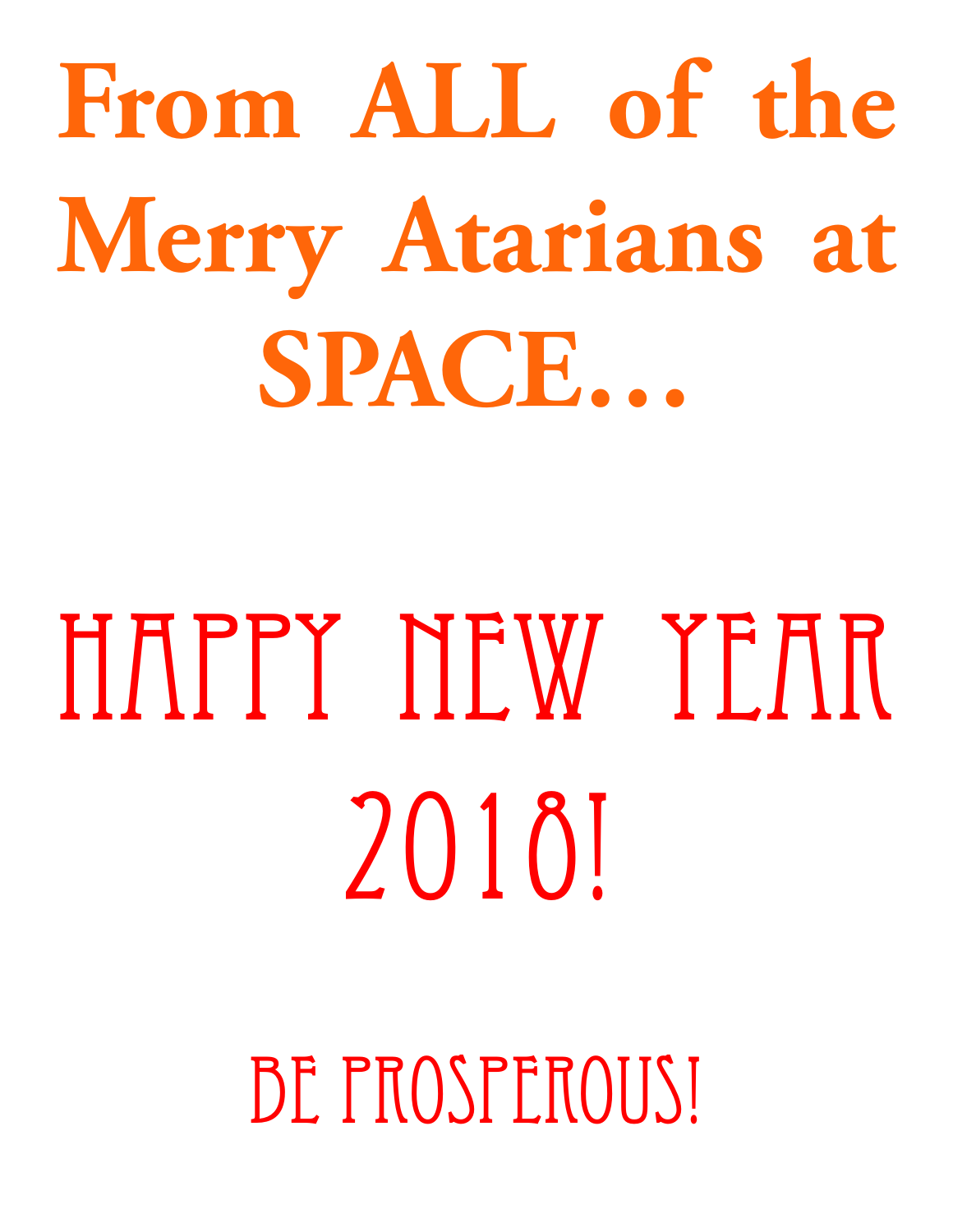# From ALL of the Merry Atarians at SPACE...

# HAPPY NEW YEAR 2018!

## BE PROSPEROUS!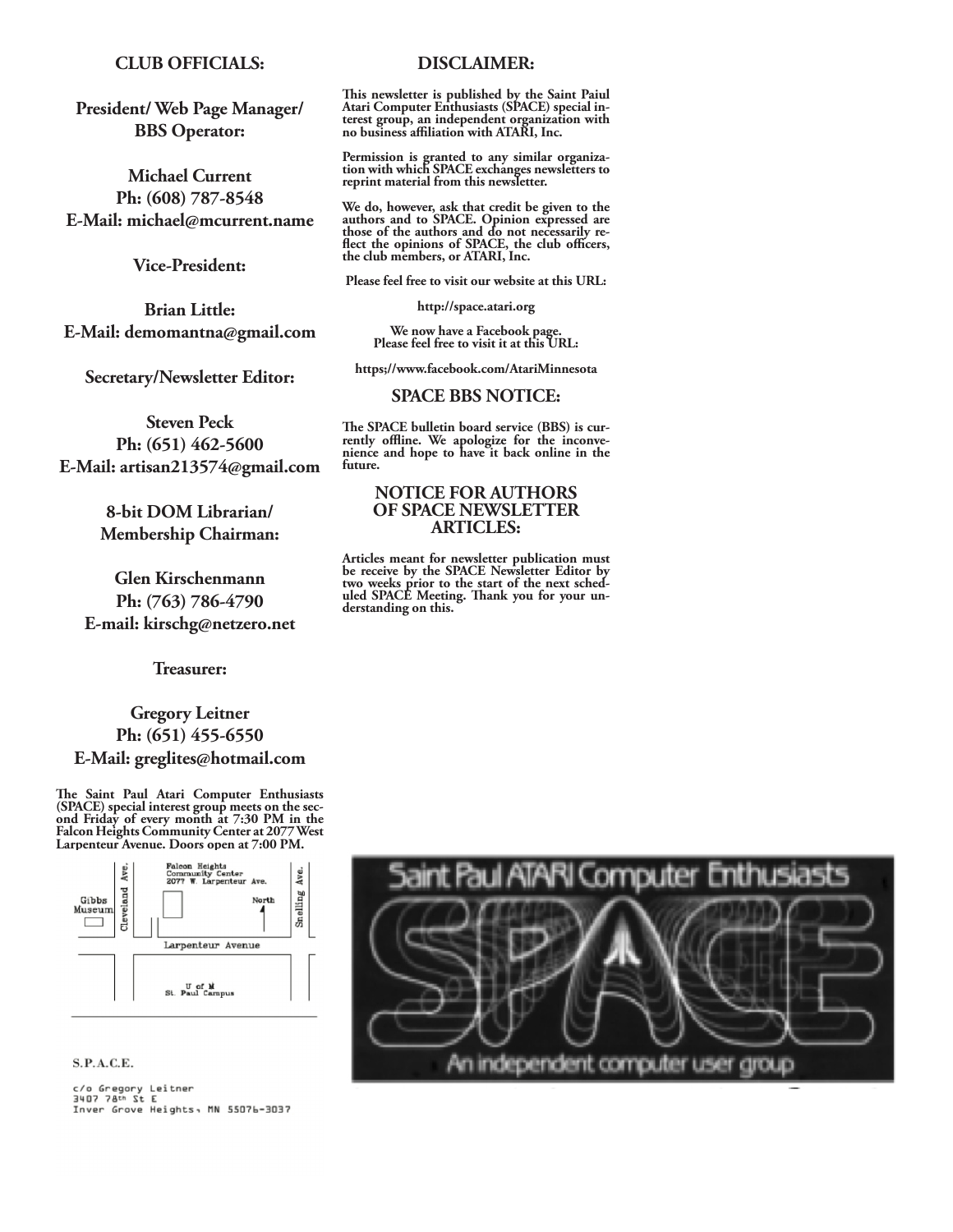## CLUB OFFICIALS:

**President/ Web Page Manager/ BBS Operator:**

**Michael Current**
**Ph: (608) 787-8548**
**E-Mail: michael@mcurrent.name**

**Vice-President:**

**Brian Little:**
**E-Mail: demomantna@gmail.com**

**Secretary/Newsletter Editor:**

**Steven Peck**
**Ph: (651) 462-5600**
**E-Mail: artisan213574@gmail.com**

**8-bit DOM Librarian/ Membership Chairman:**

**Glen Kirschenmann**
**Ph: (763) 786-4790**
**E-mail: kirschg@netzero.net**

**Treasurer:**

**Gregory Leitner**
**Ph: (651) 455-6550**
**E-Mail: greglites@hotmail.com**

**The Saint Paul Atari Computer Enthusiasts (SPACE) special interest group meets on the second Friday of every month at 7:30 PM in the Falcon Heights Community Center at 2077 West Larpenteur Avenue. Doors open at 7:00 PM.**

Falcon Heights Community Center 2077 W. Larpenteur Ave.
Gibbs Museum
Cleveland Ave.
Snelling Ave.
North
Larpenteur Avenue
U of M St. Paul Campus

S.P.A.C.E.

c/o Gregory Leitner
3407 78th St E
Inver Grove Heights, MN 55076-3037

## DISCLAIMER:

**This newsletter is published by the Saint Paiul Atari Computer Enthusiasts (SPACE) special interest group, an independent organization with no business affiliation with ATARI, Inc.**

**Permission is granted to any similar organization with which SPACE exchanges newsletters to reprint material from this newsletter.**

**We do, however, ask that credit be given to the authors and to SPACE. Opinion expressed are those of the authors and do not necessarily reflect the opinions of SPACE, the club officers, the club members, or ATARI, Inc.**

**Please feel free to visit our website at this URL:**

**http://space.atari.org**

**We now have a Facebook page.**
**Please feel free to visit it at this URL:**

**https;//www.facebook.com/AtariMinnesota**

## SPACE BBS NOTICE:

**The SPACE bulletin board service (BBS) is currently offline. We apologize for the inconvenience and hope to have it back online in the future.**

## NOTICE FOR AUTHORS OF SPACE NEWSLETTER ARTICLES:

**Articles meant for newsletter publication must be receive by the SPACE Newsletter Editor by two weeks prior to the start of the next scheduled SPACE Meeting. Thank you for your understanding on this.**

Saint Paul ATARI Computer Enthusiasts
SPACE
An independent computer user group